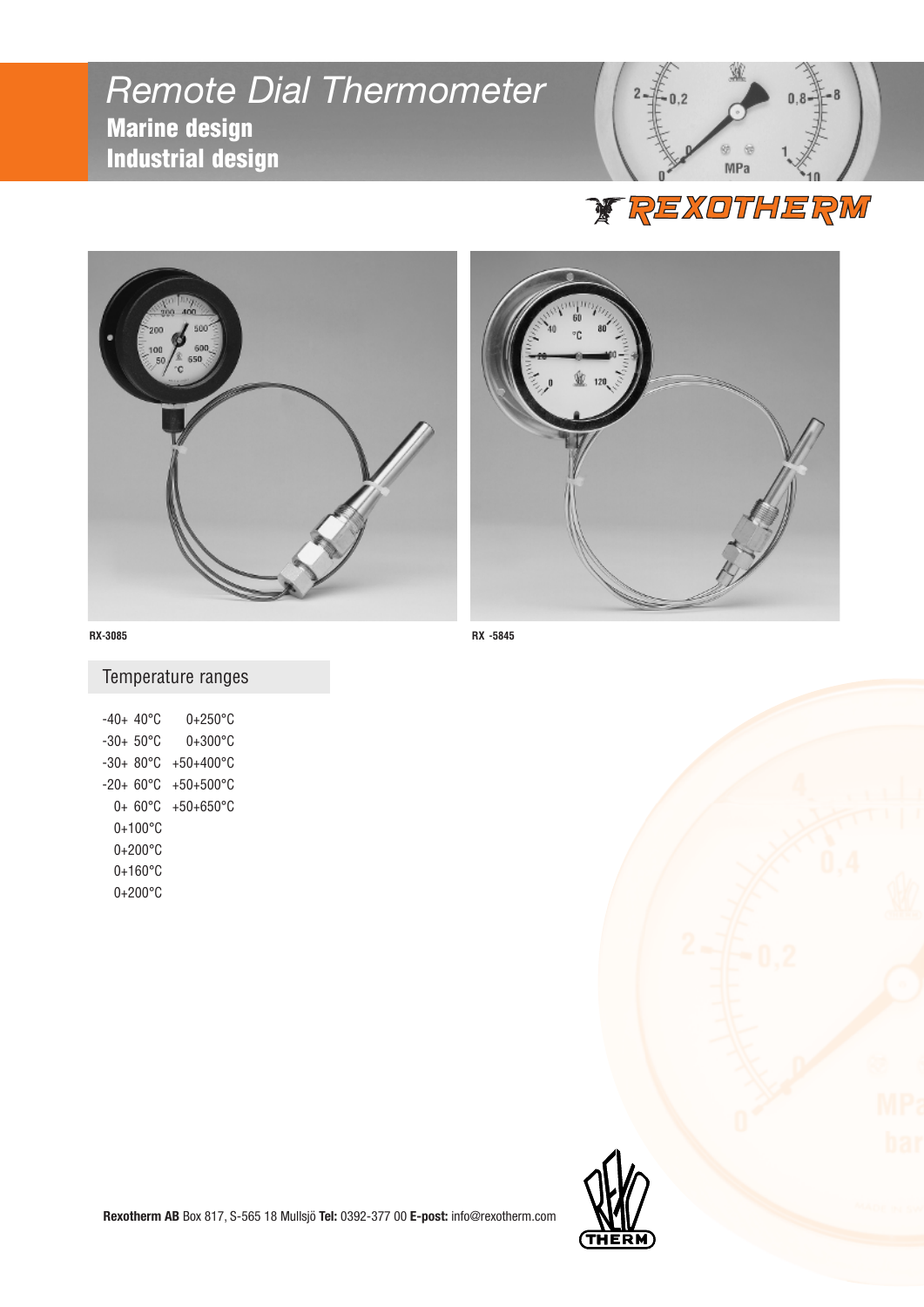# *Remote Dial Thermometer*

## Marine design

## Industrial design

REXOTHERM

RX-3085

RX -5845

## Temperature ranges

| | |
|---|---|
| -40+ 40°C | 0+250°C |
| -30+ 50°C | 0+300°C |
| -30+ 80°C | +50+400°C |
| -20+ 60°C | +50+500°C |
| 0+ 60°C | +50+650°C |
| 0+100°C | |
| 0+200°C | |
| 0+160°C | |
| 0+200°C | |

**Rexotherm AB** Box 817, S-565 18 Mullsjö **Tel:** 0392-377 00 **E-post:** info@rexotherm.com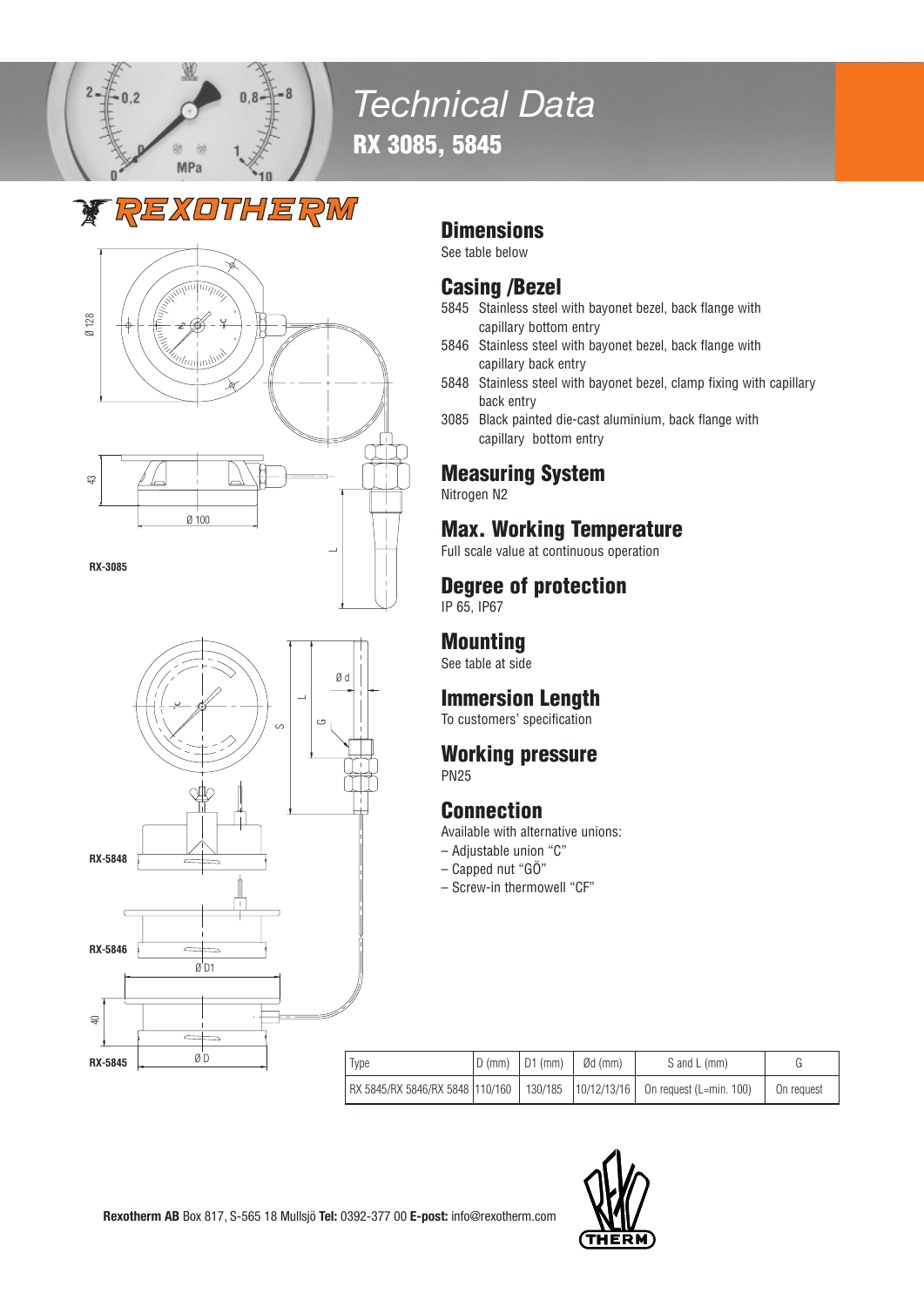# Technical Data

## RX 3085, 5845

REXOTHERM

Ø 128

43

Ø 100

L

RX-3085

Ø d

L

S

G

RX-5848

RX-5846

Ø D1

40

Ø D

RX-5845

### Dimensions

See table below

### Casing /Bezel

5845 Stainless steel with bayonet bezel, back flange with capillary bottom entry

5846 Stainless steel with bayonet bezel, back flange with capillary back entry

5848 Stainless steel with bayonet bezel, clamp fixing with capillary back entry

3085 Black painted die-cast aluminium, back flange with capillary bottom entry

### Measuring System

Nitrogen N2

### Max. Working Temperature

Full scale value at continuous operation

### Degree of protection

IP 65, IP67

### Mounting

See table at side

### Immersion Length

To customers' specification

### Working pressure

PN25

### Connection

Available with alternative unions:

- Adjustable union "C"
- Capped nut "GÖ"
- Screw-in thermowell "CF"

| Type | D (mm) | D1 (mm) | Ød (mm) | S and L (mm) | G |
|---|---|---|---|---|---|
| RX 5845/RX 5846/RX 5848 | 110/160 | 130/185 | 10/12/13/16 | On request (L=min. 100) | On request |

**Rexotherm AB** Box 817, S-565 18 Mullsjö **Tel:** 0392-377 00 **E-post:** info@rexotherm.com